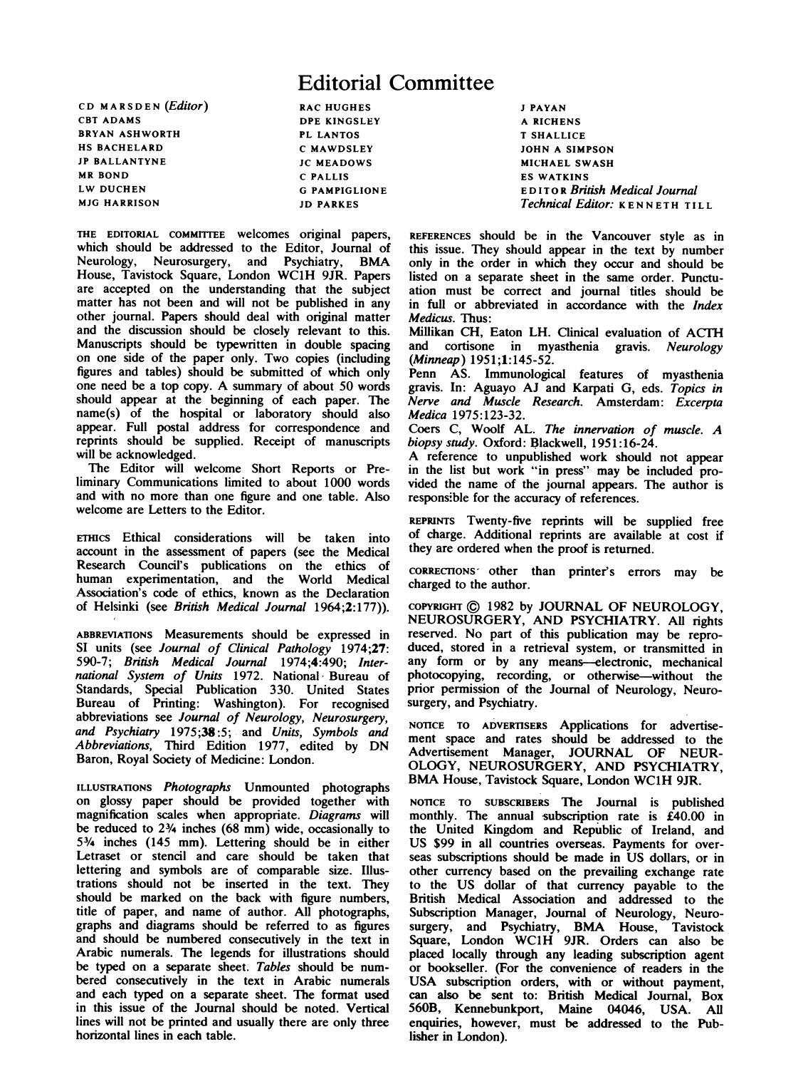# Editorial Committee

CD MARSDEN (*Editor*)
CBT ADAMS
BRYAN ASHWORTH
HS BACHELARD
JP BALLANTYNE
MR BOND
LW DUCHEN
MJG HARRISON
RAC HUGHES
DPE KINGSLEY
PL LANTOS
C MAWDSLEY
JC MEADOWS
C PALLIS
G PAMPIGLIONE
JD PARKES
J PAYAN
A RICHENS
T SHALLICE
JOHN A SIMPSON
MICHAEL SWASH
ES WATKINS
EDITOR *British Medical Journal*
*Technical Editor:* KENNETH TILL

THE EDITORIAL COMMITTEE welcomes original papers, which should be addressed to the Editor, Journal of Neurology, Neurosurgery, and Psychiatry, BMA House, Tavistock Square, London WC1H 9JR. Papers are accepted on the understanding that the subject matter has not been and will not be published in any other journal. Papers should deal with original matter and the discussion should be closely relevant to this. Manuscripts should be typewritten in double spacing on one side of the paper only. Two copies (including figures and tables) should be submitted of which only one need be a top copy. A summary of about 50 words should appear at the beginning of each paper. The name(s) of the hospital or laboratory should also appear. Full postal address for correspondence and reprints should be supplied. Receipt of manuscripts will be acknowledged.

The Editor will welcome Short Reports or Preliminary Communications limited to about 1000 words and with no more than one figure and one table. Also welcome are Letters to the Editor.

ETHICS Ethical considerations will be taken into account in the assessment of papers (see the Medical Research Council's publications on the ethics of human experimentation, and the World Medical Association's code of ethics, known as the Declaration of Helsinki (see *British Medical Journal* 1964;**2**:177)).

ABBREVIATIONS Measurements should be expressed in SI units (see *Journal of Clinical Pathology* 1974;**27**: 590-7; *British Medical Journal* 1974;**4**:490; *International System of Units* 1972. National Bureau of Standards, Special Publication 330. United States Bureau of Printing: Washington). For recognised abbreviations see *Journal of Neurology, Neurosurgery, and Psychiatry* 1975;**38**:5; and *Units, Symbols and Abbreviations*, Third Edition 1977, edited by DN Baron, Royal Society of Medicine: London.

ILLUSTRATIONS *Photographs* Unmounted photographs on glossy paper should be provided together with magnification scales when appropriate. *Diagrams* will be reduced to 2¾ inches (68 mm) wide, occasionally to 5¾ inches (145 mm). Lettering should be in either Letraset or stencil and care should be taken that lettering and symbols are of comparable size. Illustrations should not be inserted in the text. They should be marked on the back with figure numbers, title of paper, and name of author. All photographs, graphs and diagrams should be referred to as figures and should be numbered consecutively in the text in Arabic numerals. The legends for illustrations should be typed on a separate sheet. *Tables* should be numbered consecutively in the text in Arabic numerals and each typed on a separate sheet. The format used in this issue of the Journal should be noted. Vertical lines will not be printed and usually there are only three horizontal lines in each table.

REFERENCES should be in the Vancouver style as in this issue. They should appear in the text by number only in the order in which they occur and should be listed on a separate sheet in the same order. Punctuation must be correct and journal titles should be in full or abbreviated in accordance with the *Index Medicus*. Thus:

Millikan CH, Eaton LH. Clinical evaluation of ACTH and cortisone in myasthenia gravis. *Neurology (Minneap)* 1951;**1**:145-52.

Penn AS. Immunological features of myasthenia gravis. In: Aguayo AJ and Karpati G, eds. *Topics in Nerve and Muscle Research.* Amsterdam: *Excerpta Medica* 1975:123-32.

Coers C, Woolf AL. *The innervation of muscle. A biopsy study.* Oxford: Blackwell, 1951:16-24.

A reference to unpublished work should not appear in the list but work "in press" may be included provided the name of the journal appears. The author is responsible for the accuracy of references.

REPRINTS Twenty-five reprints will be supplied free of charge. Additional reprints are available at cost if they are ordered when the proof is returned.

CORRECTIONS other than printer's errors may be charged to the author.

COPYRIGHT © 1982 by JOURNAL OF NEUROLOGY, NEUROSURGERY, AND PSYCHIATRY. All rights reserved. No part of this publication may be reproduced, stored in a retrieval system, or transmitted in any form or by any means—electronic, mechanical photocopying, recording, or otherwise—without the prior permission of the Journal of Neurology, Neurosurgery, and Psychiatry.

NOTICE TO ADVERTISERS Applications for advertisement space and rates should be addressed to the Advertisement Manager, JOURNAL OF NEUROLOGY, NEUROSURGERY, AND PSYCHIATRY, BMA House, Tavistock Square, London WC1H 9JR.

NOTICE TO SUBSCRIBERS The Journal is published monthly. The annual subscription rate is £40.00 in the United Kingdom and Republic of Ireland, and US $99 in all countries overseas. Payments for overseas subscriptions should be made in US dollars, or in other currency based on the prevailing exchange rate to the US dollar of that currency payable to the British Medical Association and addressed to the Subscription Manager, Journal of Neurology, Neurosurgery, and Psychiatry, BMA House, Tavistock Square, London WC1H 9JR. Orders can also be placed locally through any leading subscription agent or bookseller. (For the convenience of readers in the USA subscription orders, with or without payment, can also be sent to: British Medical Journal, Box 560B, Kennebunkport, Maine 04046, USA. All enquiries, however, must be addressed to the Publisher in London).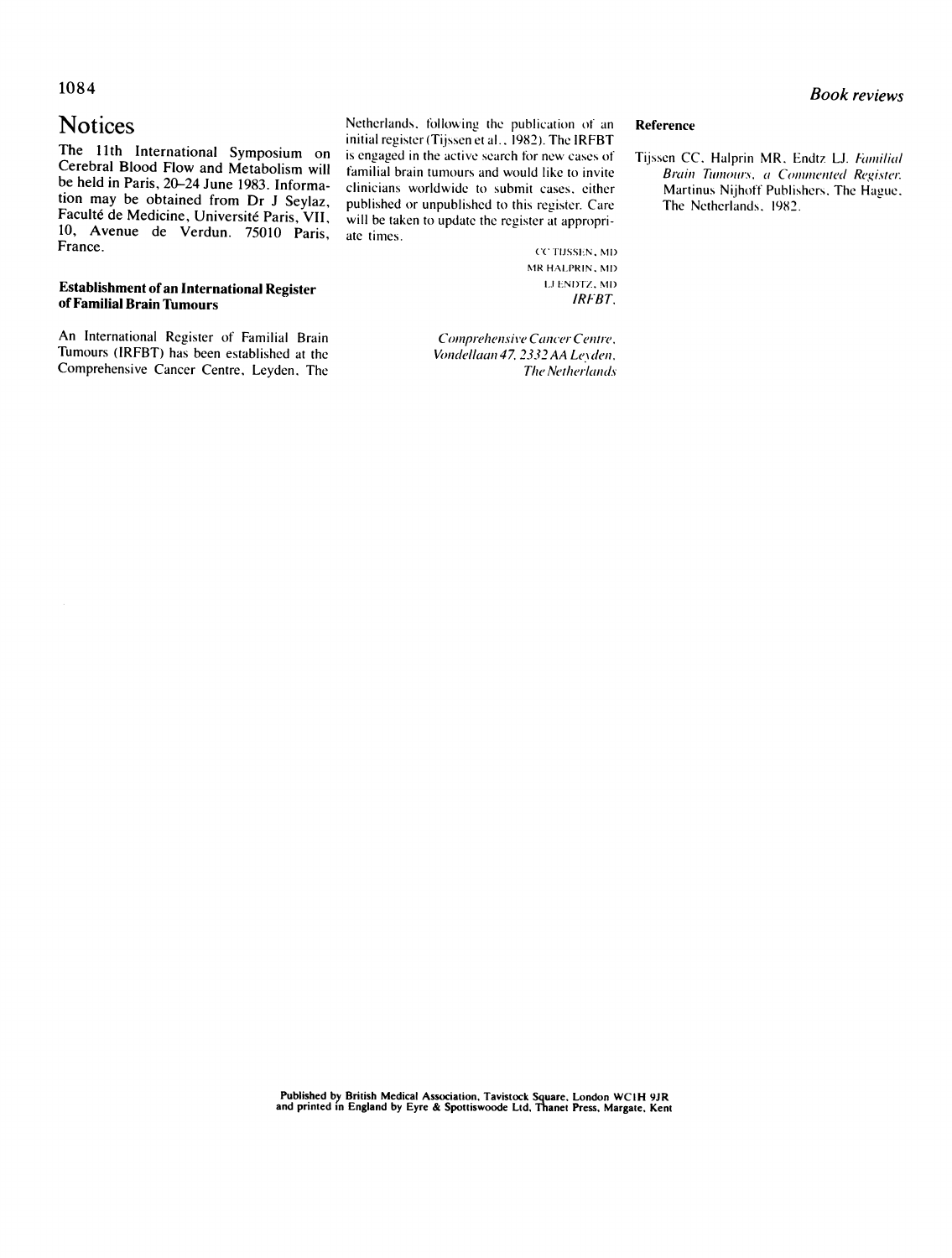# Notices

The 11th International Symposium on Cerebral Blood Flow and Metabolism will be held in Paris, 20–24 June 1983. Information may be obtained from Dr J Seylaz, Faculté de Medicine, Université Paris, VII, 10, Avenue de Verdun. 75010 Paris, France.

## Establishment of an International Register of Familial Brain Tumours

An International Register of Familial Brain Tumours (IRFBT) has been established at the Comprehensive Cancer Centre, Leyden, The Netherlands, following the publication of an initial register (Tijssen et al., 1982). The IRFBT is engaged in the active search for new cases of familial brain tumours and would like to invite clinicians worldwide to submit cases, either published or unpublished to this register. Care will be taken to update the register at appropriate times.

CC TIJSSEN, MD
MR HALPRIN, MD
LJ ENDTZ, MD
*IRFBT,*

*Comprehensive Cancer Centre, Vondellaan 47, 2332 AA Leyden, The Netherlands*

### Reference

Tijssen CC, Halprin MR, Endtz LJ. *Familial Brain Tumours, a Commented Register.* Martinus Nijhoff Publishers, The Hague, The Netherlands, 1982.

Published by British Medical Association, Tavistock Square, London WC1H 9JR
and printed in England by Eyre & Spottiswoode Ltd, Thanet Press, Margate, Kent